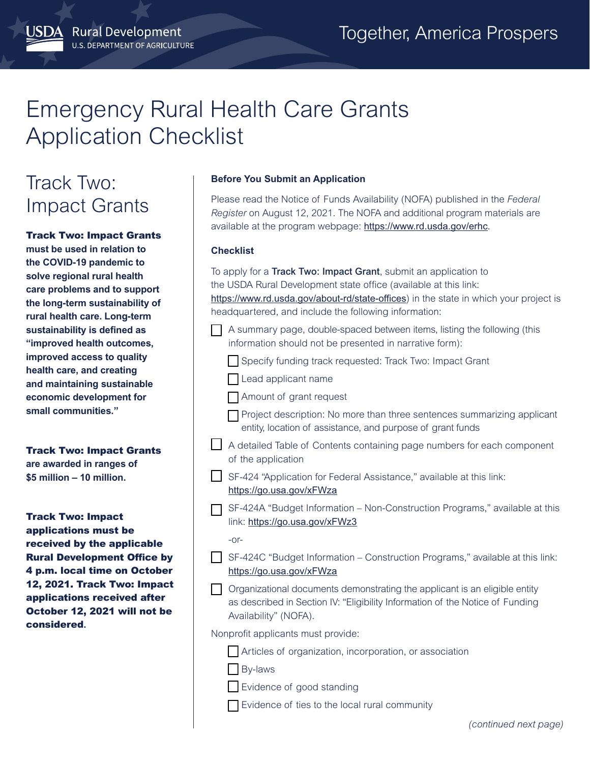USDA Rural Development
U.S. DEPARTMENT OF AGRICULTURE

Together, America Prospers

# Emergency Rural Health Care Grants Application Checklist

## Track Two: Impact Grants

**Track Two: Impact Grants must be used in relation to the COVID-19 pandemic to solve regional rural health care problems and to support the long-term sustainability of rural health care. Long-term sustainability is defined as "improved health outcomes, improved access to quality health care, and creating and maintaining sustainable economic development for small communities."**

**Track Two: Impact Grants are awarded in ranges of $5 million – 10 million.**

**Track Two: Impact applications must be received by the applicable Rural Development Office by 4 p.m. local time on October 12, 2021. Track Two: Impact applications received after October 12, 2021 will not be considered.**

### Before You Submit an Application

Please read the Notice of Funds Availability (NOFA) published in the *Federal Register* on August 12, 2021. The NOFA and additional program materials are available at the program webpage: https://www.rd.usda.gov/erhc.

### Checklist

To apply for a **Track Two: Impact Grant**, submit an application to the USDA Rural Development state office (available at this link: https://www.rd.usda.gov/about-rd/state-offices) in the state in which your project is headquartered, and include the following information:

- [ ] A summary page, double-spaced between items, listing the following (this information should not be presented in narrative form):
  - [ ] Specify funding track requested: Track Two: Impact Grant
  - [ ] Lead applicant name
  - [ ] Amount of grant request
  - [ ] Project description: No more than three sentences summarizing applicant entity, location of assistance, and purpose of grant funds
- [ ] A detailed Table of Contents containing page numbers for each component of the application
- [ ] SF-424 "Application for Federal Assistance," available at this link: https://go.usa.gov/xFWza
- [ ] SF-424A "Budget Information – Non-Construction Programs," available at this link: https://go.usa.gov/xFWz3

-or-

- [ ] SF-424C "Budget Information – Construction Programs," available at this link: https://go.usa.gov/xFWza
- [ ] Organizational documents demonstrating the applicant is an eligible entity as described in Section IV: "Eligibility Information of the Notice of Funding Availability" (NOFA).

Nonprofit applicants must provide:

- [ ] Articles of organization, incorporation, or association
- [ ] By-laws
- [ ] Evidence of good standing
- [ ] Evidence of ties to the local rural community

*(continued next page)*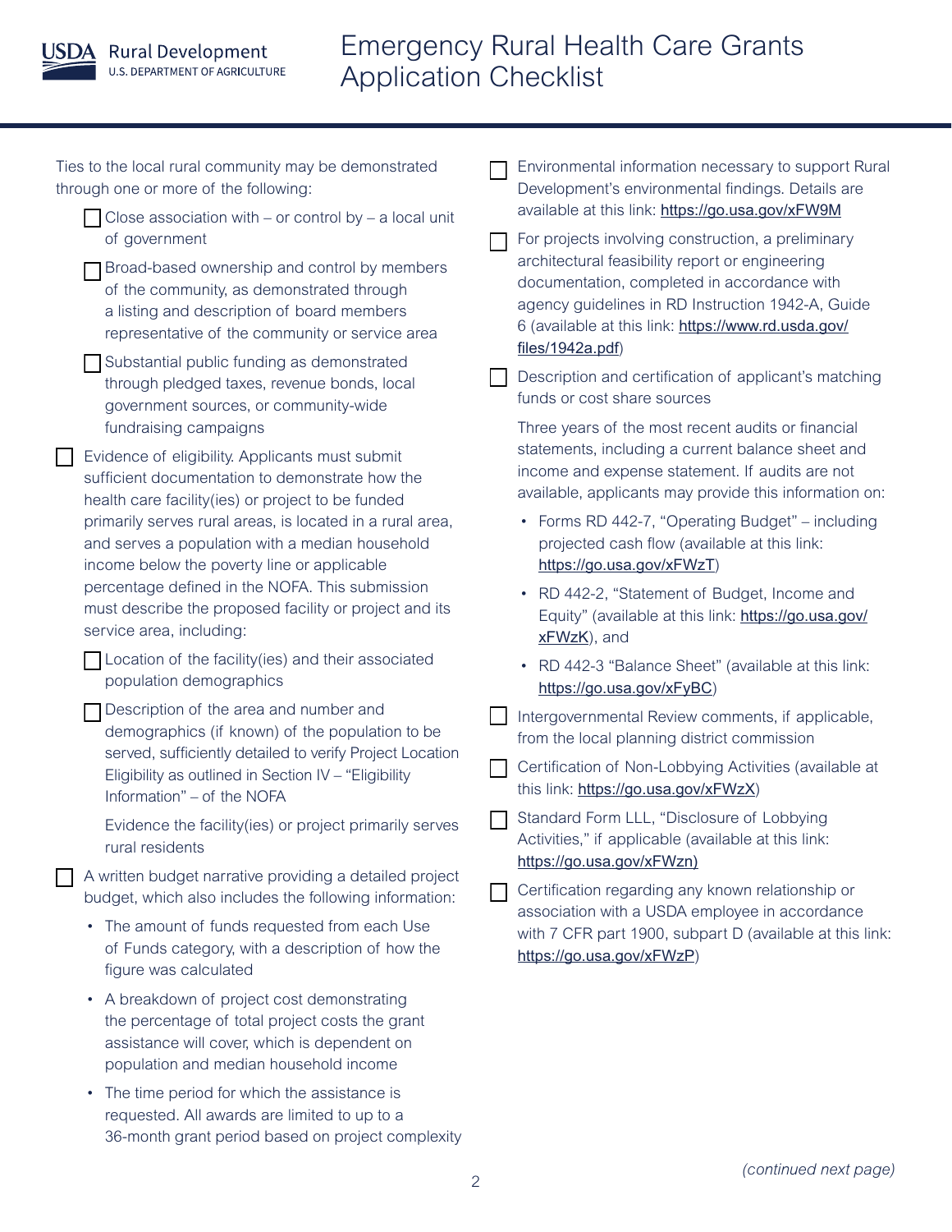Ties to the local rural community may be demonstrated through one or more of the following:

- ☐ Close association with – or control by – a local unit of government
- ☐ Broad-based ownership and control by members of the community, as demonstrated through a listing and description of board members representative of the community or service area
- ☐ Substantial public funding as demonstrated through pledged taxes, revenue bonds, local government sources, or community-wide fundraising campaigns

☐ Evidence of eligibility. Applicants must submit sufficient documentation to demonstrate how the health care facility(ies) or project to be funded primarily serves rural areas, is located in a rural area, and serves a population with a median household income below the poverty line or applicable percentage defined in the NOFA. This submission must describe the proposed facility or project and its service area, including:

- ☐ Location of the facility(ies) and their associated population demographics
- ☐ Description of the area and number and demographics (if known) of the population to be served, sufficiently detailed to verify Project Location Eligibility as outlined in Section IV – "Eligibility Information" – of the NOFA

  Evidence the facility(ies) or project primarily serves rural residents

☐ A written budget narrative providing a detailed project budget, which also includes the following information:

- The amount of funds requested from each Use of Funds category, with a description of how the figure was calculated
- A breakdown of project cost demonstrating the percentage of total project costs the grant assistance will cover, which is dependent on population and median household income
- The time period for which the assistance is requested. All awards are limited to up to a 36-month grant period based on project complexity

☐ Environmental information necessary to support Rural Development's environmental findings. Details are available at this link: https://go.usa.gov/xFW9M

☐ For projects involving construction, a preliminary architectural feasibility report or engineering documentation, completed in accordance with agency guidelines in RD Instruction 1942-A, Guide 6 (available at this link: https://www.rd.usda.gov/files/1942a.pdf)

☐ Description and certification of applicant's matching funds or cost share sources

Three years of the most recent audits or financial statements, including a current balance sheet and income and expense statement. If audits are not available, applicants may provide this information on:

- Forms RD 442-7, "Operating Budget" – including projected cash flow (available at this link: https://go.usa.gov/xFWzT)
- RD 442-2, "Statement of Budget, Income and Equity" (available at this link: https://go.usa.gov/xFWzK), and
- RD 442-3 "Balance Sheet" (available at this link: https://go.usa.gov/xFyBC)

☐ Intergovernmental Review comments, if applicable, from the local planning district commission

☐ Certification of Non-Lobbying Activities (available at this link: https://go.usa.gov/xFWzX)

☐ Standard Form LLL, "Disclosure of Lobbying Activities," if applicable (available at this link: https://go.usa.gov/xFWzn)

☐ Certification regarding any known relationship or association with a USDA employee in accordance with 7 CFR part 1900, subpart D (available at this link: https://go.usa.gov/xFWzP)

*(continued next page)*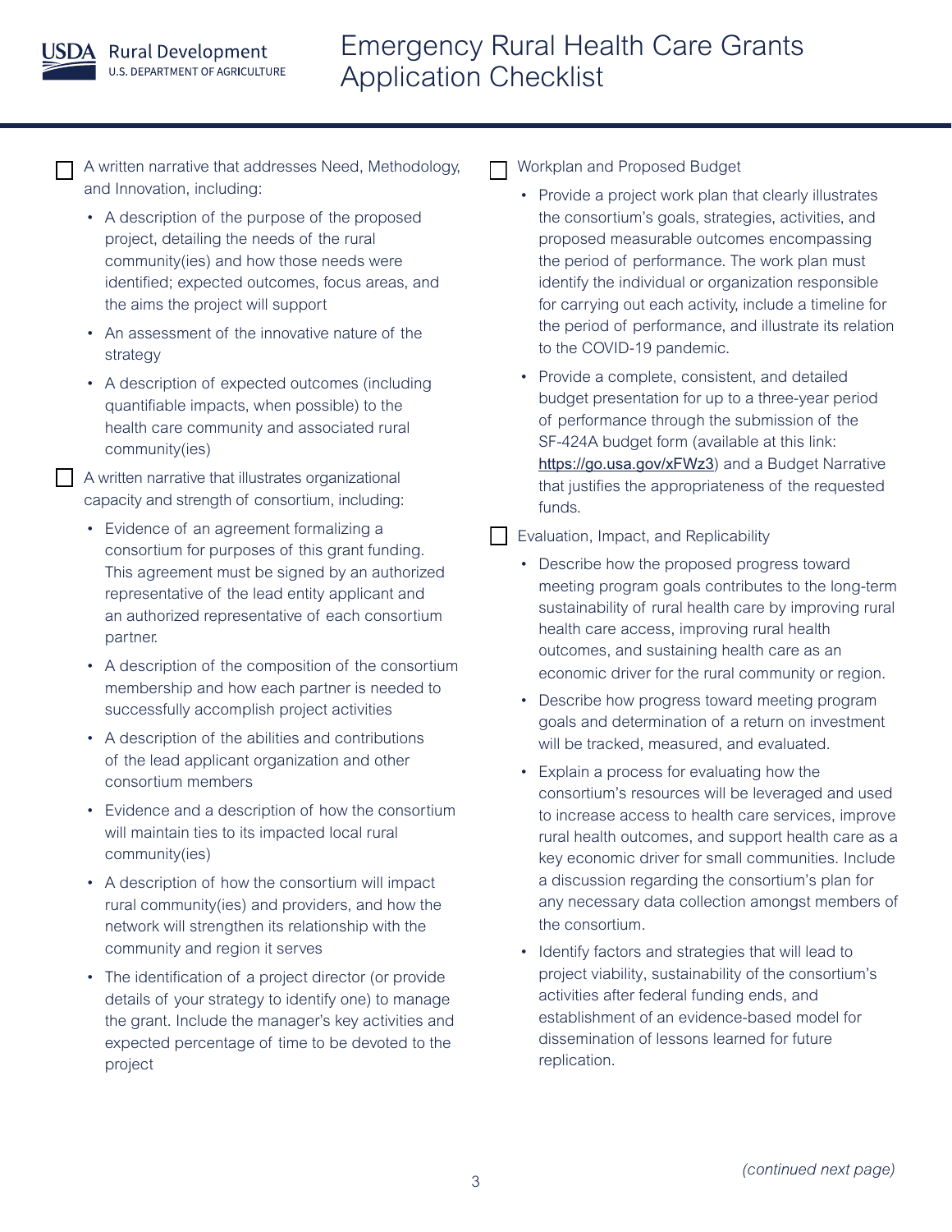- [ ] A written narrative that addresses Need, Methodology, and Innovation, including:
  - A description of the purpose of the proposed project, detailing the needs of the rural community(ies) and how those needs were identified; expected outcomes, focus areas, and the aims the project will support
  - An assessment of the innovative nature of the strategy
  - A description of expected outcomes (including quantifiable impacts, when possible) to the health care community and associated rural community(ies)
- [ ] A written narrative that illustrates organizational capacity and strength of consortium, including:
  - Evidence of an agreement formalizing a consortium for purposes of this grant funding. This agreement must be signed by an authorized representative of the lead entity applicant and an authorized representative of each consortium partner.
  - A description of the composition of the consortium membership and how each partner is needed to successfully accomplish project activities
  - A description of the abilities and contributions of the lead applicant organization and other consortium members
  - Evidence and a description of how the consortium will maintain ties to its impacted local rural community(ies)
  - A description of how the consortium will impact rural community(ies) and providers, and how the network will strengthen its relationship with the community and region it serves
  - The identification of a project director (or provide details of your strategy to identify one) to manage the grant. Include the manager's key activities and expected percentage of time to be devoted to the project
- [ ] Workplan and Proposed Budget
  - Provide a project work plan that clearly illustrates the consortium's goals, strategies, activities, and proposed measurable outcomes encompassing the period of performance. The work plan must identify the individual or organization responsible for carrying out each activity, include a timeline for the period of performance, and illustrate its relation to the COVID-19 pandemic.
  - Provide a complete, consistent, and detailed budget presentation for up to a three-year period of performance through the submission of the SF-424A budget form (available at this link: https://go.usa.gov/xFWz3) and a Budget Narrative that justifies the appropriateness of the requested funds.
- [ ] Evaluation, Impact, and Replicability
  - Describe how the proposed progress toward meeting program goals contributes to the long-term sustainability of rural health care by improving rural health care access, improving rural health outcomes, and sustaining health care as an economic driver for the rural community or region.
  - Describe how progress toward meeting program goals and determination of a return on investment will be tracked, measured, and evaluated.
  - Explain a process for evaluating how the consortium's resources will be leveraged and used to increase access to health care services, improve rural health outcomes, and support health care as a key economic driver for small communities. Include a discussion regarding the consortium's plan for any necessary data collection amongst members of the consortium.
  - Identify factors and strategies that will lead to project viability, sustainability of the consortium's activities after federal funding ends, and establishment of an evidence-based model for dissemination of lessons learned for future replication.

*(continued next page)*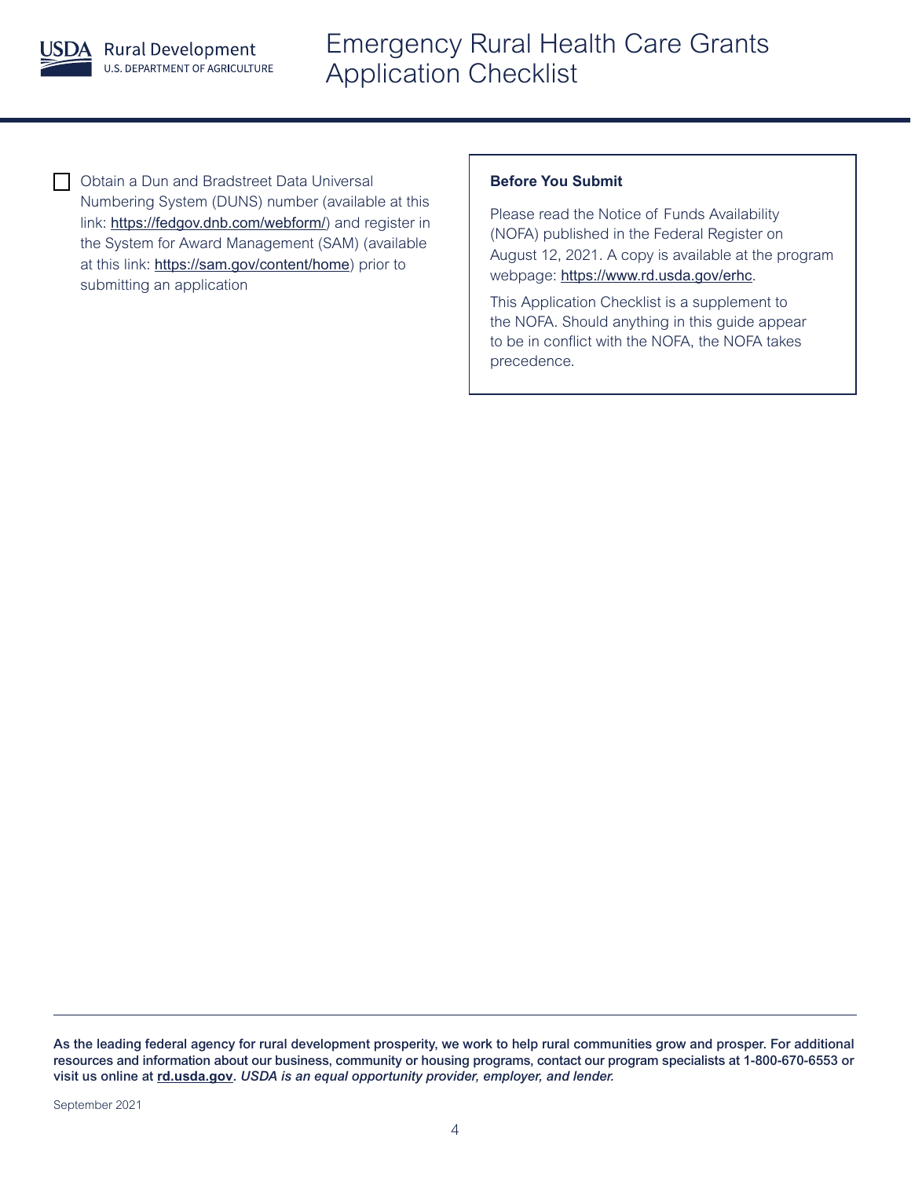- [ ] Obtain a Dun and Bradstreet Data Universal Numbering System (DUNS) number (available at this link: https://fedgov.dnb.com/webform/) and register in the System for Award Management (SAM) (available at this link: https://sam.gov/content/home) prior to submitting an application

**Before You Submit**

Please read the Notice of Funds Availability (NOFA) published in the Federal Register on August 12, 2021. A copy is available at the program webpage: https://www.rd.usda.gov/erhc.

This Application Checklist is a supplement to the NOFA. Should anything in this guide appear to be in conflict with the NOFA, the NOFA takes precedence.

**As the leading federal agency for rural development prosperity, we work to help rural communities grow and prosper. For additional resources and information about our business, community or housing programs, contact our program specialists at 1-800-670-6553 or visit us online at rd.usda.gov.** ***USDA is an equal opportunity provider, employer, and lender.***

September 2021